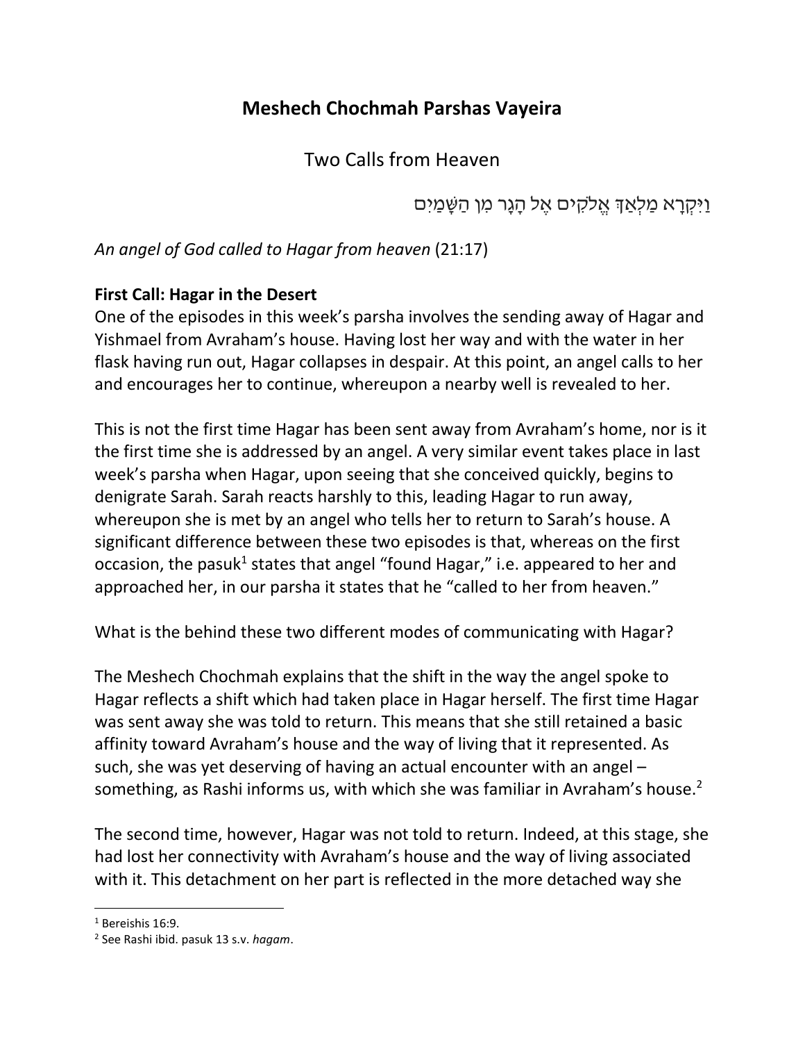# Meshech Chochmah Parshas Vayeira

## Two Calls from Heaven

וַיִּקְרָא מַלְאַךְ אֱלֹקִים אֶל הָגָר מִן הַשָּׁמַיִם

*An angel of God called to Hagar from heaven* (21:17)

**First Call: Hagar in the Desert**

One of the episodes in this week's parsha involves the sending away of Hagar and Yishmael from Avraham's house. Having lost her way and with the water in her flask having run out, Hagar collapses in despair. At this point, an angel calls to her and encourages her to continue, whereupon a nearby well is revealed to her.

This is not the first time Hagar has been sent away from Avraham's home, nor is it the first time she is addressed by an angel. A very similar event takes place in last week's parsha when Hagar, upon seeing that she conceived quickly, begins to denigrate Sarah. Sarah reacts harshly to this, leading Hagar to run away, whereupon she is met by an angel who tells her to return to Sarah's house. A significant difference between these two episodes is that, whereas on the first occasion, the pasuk[1] states that angel "found Hagar," i.e. appeared to her and approached her, in our parsha it states that he "called to her from heaven."

What is the behind these two different modes of communicating with Hagar?

The Meshech Chochmah explains that the shift in the way the angel spoke to Hagar reflects a shift which had taken place in Hagar herself. The first time Hagar was sent away she was told to return. This means that she still retained a basic affinity toward Avraham's house and the way of living that it represented. As such, she was yet deserving of having an actual encounter with an angel – something, as Rashi informs us, with which she was familiar in Avraham's house.[2]

The second time, however, Hagar was not told to return. Indeed, at this stage, she had lost her connectivity with Avraham's house and the way of living associated with it. This detachment on her part is reflected in the more detached way she

---

[1] Bereishis 16:9.

[2] See Rashi ibid. pasuk 13 s.v. *hagam*.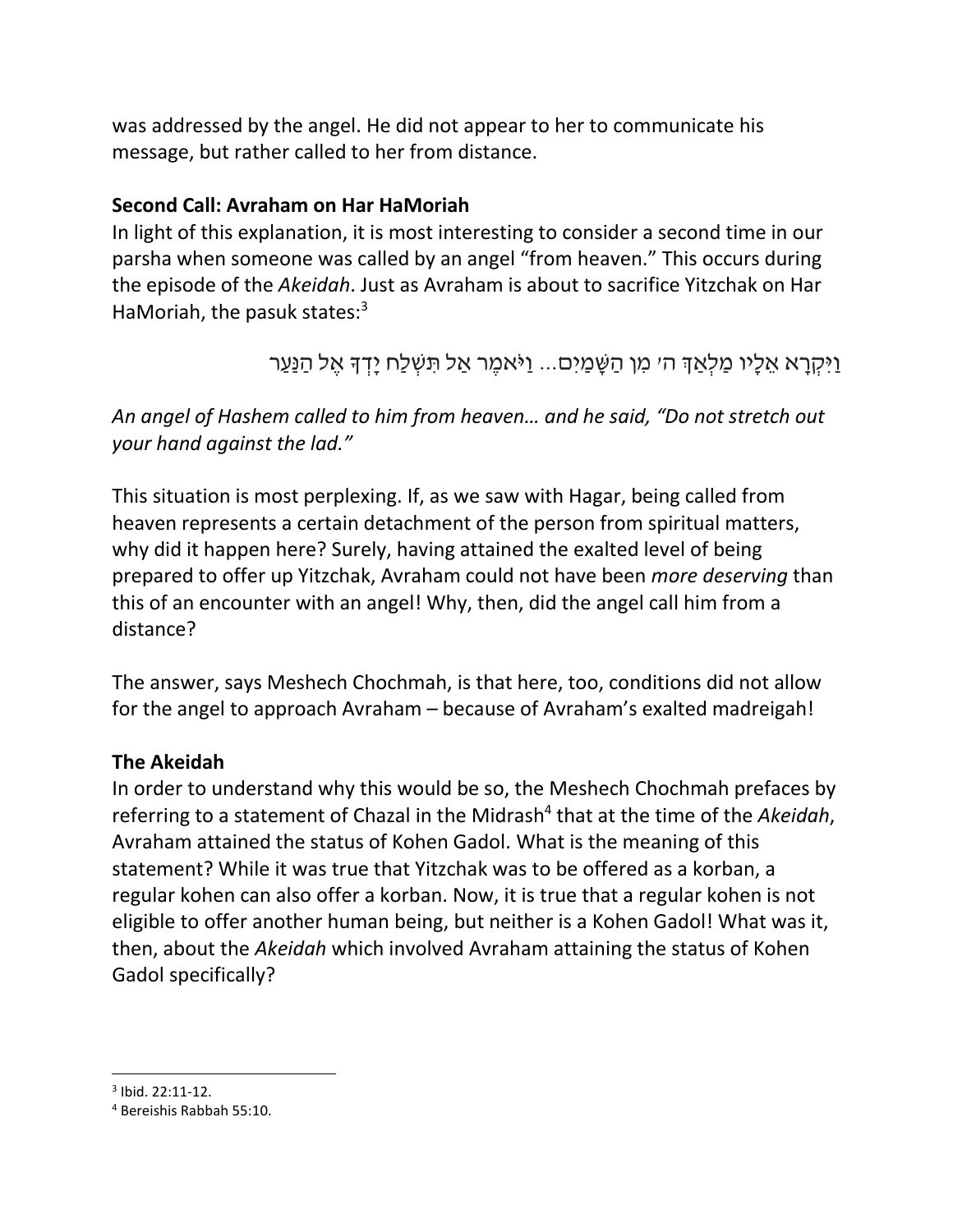was addressed by the angel. He did not appear to her to communicate his message, but rather called to her from distance.

**Second Call: Avraham on Har HaMoriah**

In light of this explanation, it is most interesting to consider a second time in our parsha when someone was called by an angel "from heaven." This occurs during the episode of the *Akeidah*. Just as Avraham is about to sacrifice Yitzchak on Har HaMoriah, the pasuk states:[3]

וַיִּקְרָא אֵלָיו מַלְאַךְ ה׳ מִן הַשָּׁמַיִם... וַיֹּאמֶר אַל תִּשְׁלַח יָדְךָ אֶל הַנַּעַר

*An angel of Hashem called to him from heaven… and he said, "Do not stretch out your hand against the lad."*

This situation is most perplexing. If, as we saw with Hagar, being called from heaven represents a certain detachment of the person from spiritual matters, why did it happen here? Surely, having attained the exalted level of being prepared to offer up Yitzchak, Avraham could not have been *more deserving* than this of an encounter with an angel! Why, then, did the angel call him from a distance?

The answer, says Meshech Chochmah, is that here, too, conditions did not allow for the angel to approach Avraham – because of Avraham's exalted madreigah!

**The Akeidah**

In order to understand why this would be so, the Meshech Chochmah prefaces by referring to a statement of Chazal in the Midrash[4] that at the time of the *Akeidah*, Avraham attained the status of Kohen Gadol. What is the meaning of this statement? While it was true that Yitzchak was to be offered as a korban, a regular kohen can also offer a korban. Now, it is true that a regular kohen is not eligible to offer another human being, but neither is a Kohen Gadol! What was it, then, about the *Akeidah* which involved Avraham attaining the status of Kohen Gadol specifically?

---

[3] Ibid. 22:11-12.

[4] Bereishis Rabbah 55:10.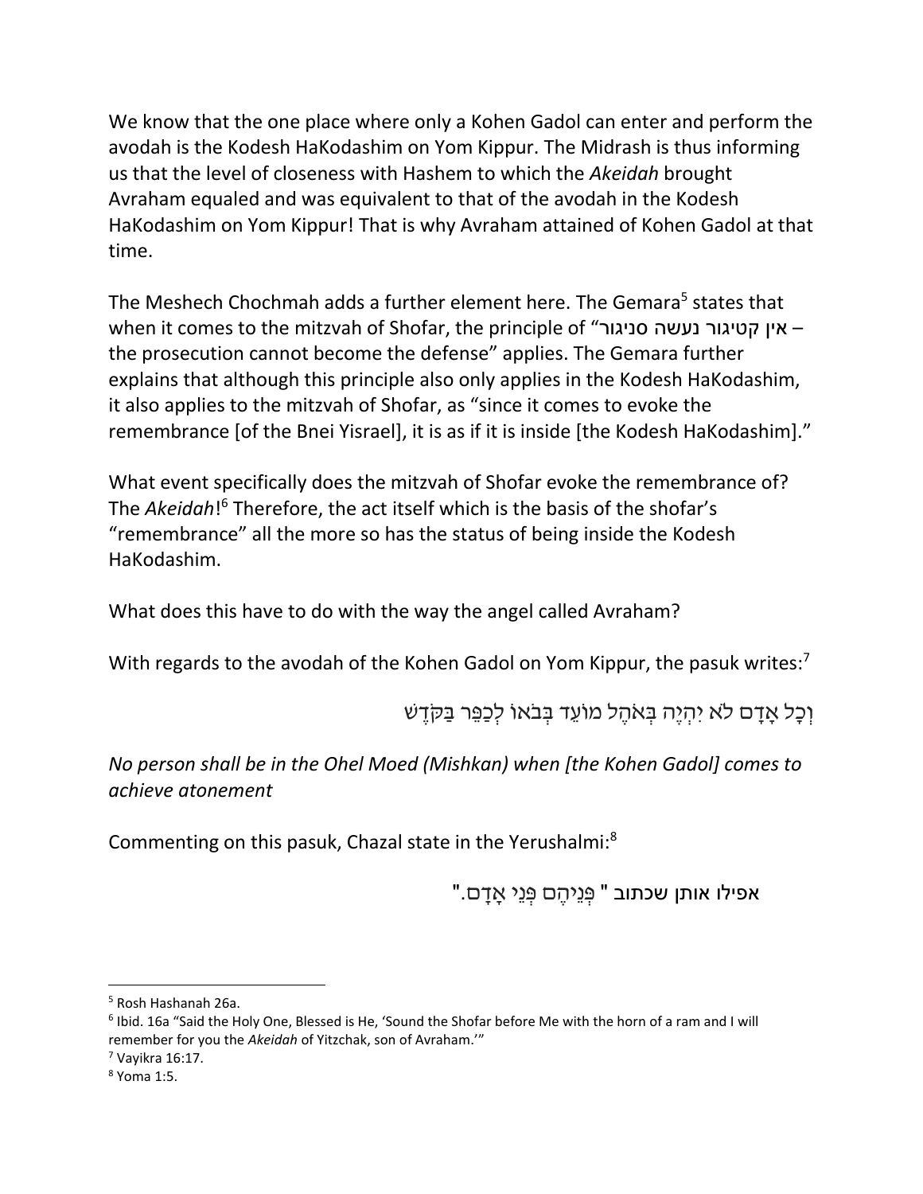We know that the one place where only a Kohen Gadol can enter and perform the avodah is the Kodesh HaKodashim on Yom Kippur. The Midrash is thus informing us that the level of closeness with Hashem to which the *Akeidah* brought Avraham equaled and was equivalent to that of the avodah in the Kodesh HaKodashim on Yom Kippur! That is why Avraham attained of Kohen Gadol at that time.

The Meshech Chochmah adds a further element here. The Gemara[5] states that when it comes to the mitzvah of Shofar, the principle of "אין קטיגור נעשה סניגור – the prosecution cannot become the defense" applies. The Gemara further explains that although this principle also only applies in the Kodesh HaKodashim, it also applies to the mitzvah of Shofar, as "since it comes to evoke the remembrance [of the Bnei Yisrael], it is as if it is inside [the Kodesh HaKodashim]."

What event specifically does the mitzvah of Shofar evoke the remembrance of? The *Akeidah*![6] Therefore, the act itself which is the basis of the shofar's "remembrance" all the more so has the status of being inside the Kodesh HaKodashim.

What does this have to do with the way the angel called Avraham?

With regards to the avodah of the Kohen Gadol on Yom Kippur, the pasuk writes:[7]

וְכָל אָדָם לֹא יִהְיֶה בְּאֹהֶל מוֹעֵד בְּבֹאוֹ לְכַפֵּר בַּקֹּדֶשׁ

*No person shall be in the Ohel Moed (Mishkan) when [the Kohen Gadol] comes to achieve atonement*

Commenting on this pasuk, Chazal state in the Yerushalmi:[8]

אפילו אותן שכתוב "פְּנֵיהֶם פְּנֵי אָדָם."

---

[5] Rosh Hashanah 26a.

[6] Ibid. 16a "Said the Holy One, Blessed is He, 'Sound the Shofar before Me with the horn of a ram and I will remember for you the *Akeidah* of Yitzchak, son of Avraham.'"

[7] Vayikra 16:17.

[8] Yoma 1:5.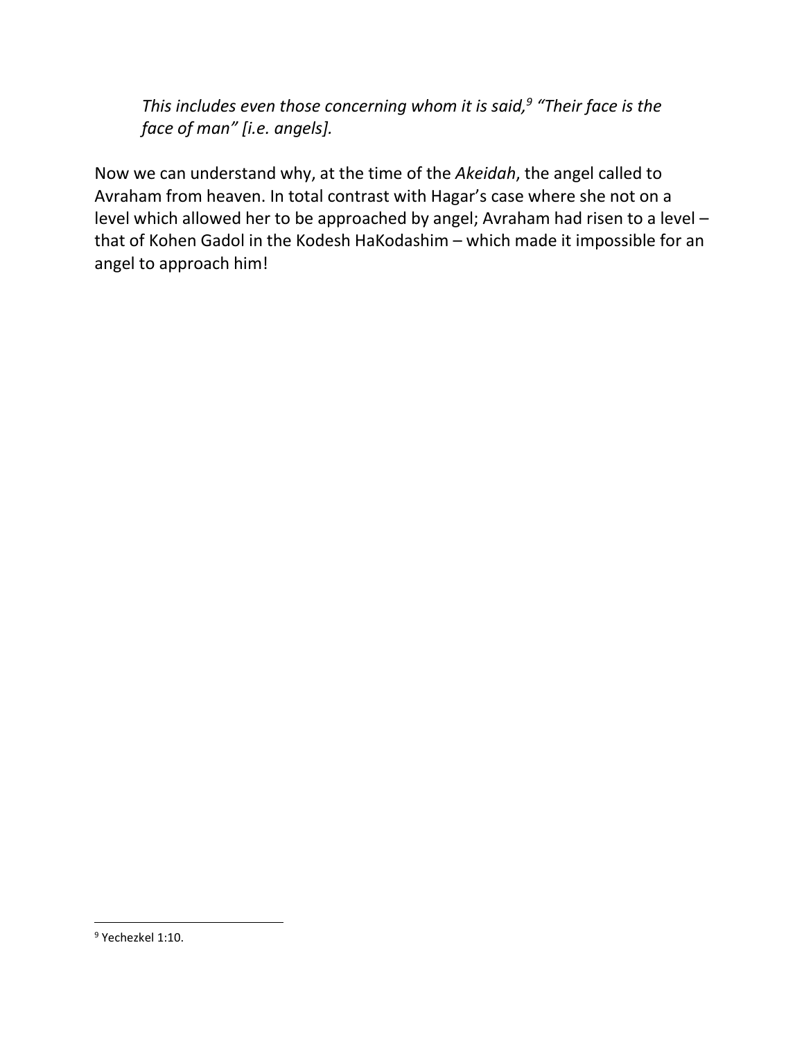*This includes even those concerning whom it is said,[9] "Their face is the face of man" [i.e. angels].*

Now we can understand why, at the time of the *Akeidah*, the angel called to Avraham from heaven. In total contrast with Hagar's case where she not on a level which allowed her to be approached by angel; Avraham had risen to a level – that of Kohen Gadol in the Kodesh HaKodashim – which made it impossible for an angel to approach him!

---

[9] Yechezkel 1:10.